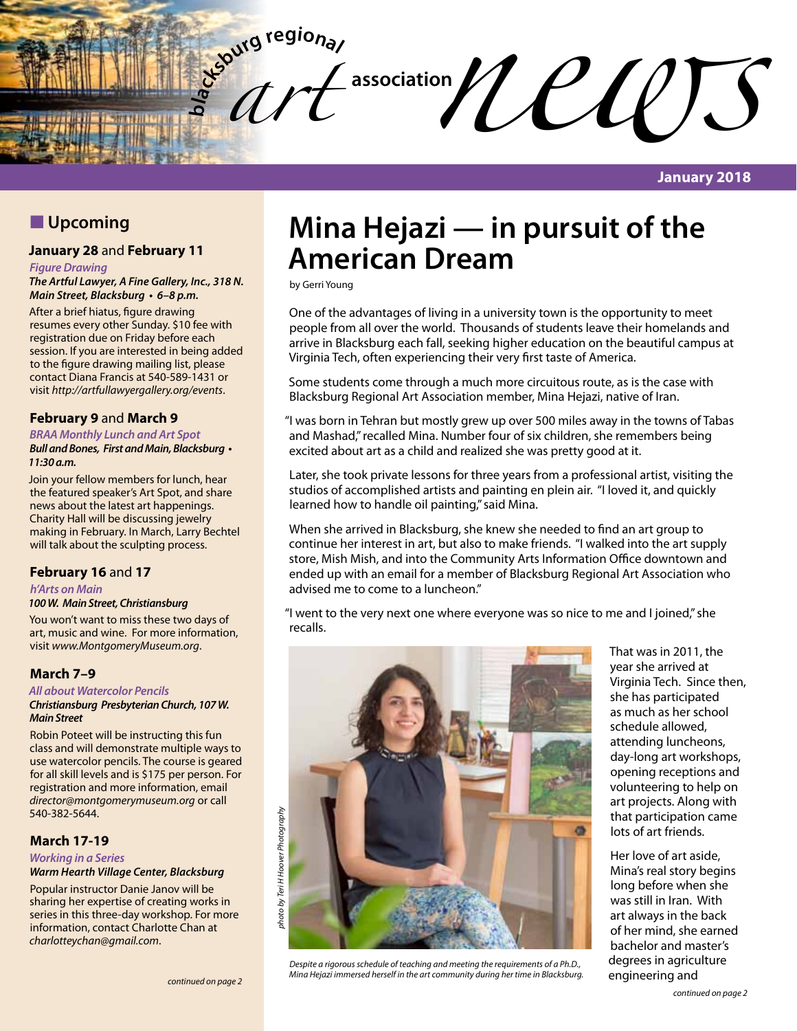# blacksburg regional art association news

**January 2018**

## Upcoming

### **January 28** and **February 11**

*Figure Drawing*

***The Artful Lawyer, A Fine Gallery, Inc., 318 N. Main Street, Blacksburg • 6–8 p.m.***

After a brief hiatus, figure drawing resumes every other Sunday. $10 fee with registration due on Friday before each session. If you are interested in being added to the figure drawing mailing list, please contact Diana Francis at 540-589-1431 or visit *http://artfullawyergallery.org/events*.

### **February 9** and **March 9**

*BRAA Monthly Lunch and Art Spot*

***Bull and Bones, First and Main, Blacksburg • 11:30 a.m.***

Join your fellow members for lunch, hear the featured speaker's Art Spot, and share news about the latest art happenings. Charity Hall will be discussing jewelry making in February. In March, Larry Bechtel will talk about the sculpting process.

### **February 16** and **17**

*h'Arts on Main*

***100 W. Main Street, Christiansburg***

You won't want to miss these two days of art, music and wine. For more information, visit *www.MontgomeryMuseum.org*.

### **March 7–9**

*All about Watercolor Pencils*

***Christiansburg Presbyterian Church, 107 W. Main Street***

Robin Poteet will be instructing this fun class and will demonstrate multiple ways to use watercolor pencils. The course is geared for all skill levels and is $175 per person. For registration and more information, email *director@montgomerymuseum.org* or call 540-382-5644.

### **March 17-19**

*Working in a Series*

***Warm Hearth Village Center, Blacksburg***

Popular instructor Danie Janov will be sharing her expertise of creating works in series in this three-day workshop. For more information, contact Charlotte Chan at *charlotteychan@gmail.com*.

*continued on page 2*

# Mina Hejazi — in pursuit of the American Dream

by Gerri Young

One of the advantages of living in a university town is the opportunity to meet people from all over the world. Thousands of students leave their homelands and arrive in Blacksburg each fall, seeking higher education on the beautiful campus at Virginia Tech, often experiencing their very first taste of America.

Some students come through a much more circuitous route, as is the case with Blacksburg Regional Art Association member, Mina Hejazi, native of Iran.

"I was born in Tehran but mostly grew up over 500 miles away in the towns of Tabas and Mashad," recalled Mina. Number four of six children, she remembers being excited about art as a child and realized she was pretty good at it.

Later, she took private lessons for three years from a professional artist, visiting the studios of accomplished artists and painting en plein air. "I loved it, and quickly learned how to handle oil painting," said Mina.

When she arrived in Blacksburg, she knew she needed to find an art group to continue her interest in art, but also to make friends. "I walked into the art supply store, Mish Mish, and into the Community Arts Information Office downtown and ended up with an email for a member of Blacksburg Regional Art Association who advised me to come to a luncheon."

"I went to the very next one where everyone was so nice to me and I joined," she recalls.

*photo by Teri H Hoover Photography*

*Despite a rigorous schedule of teaching and meeting the requirements of a Ph.D., Mina Hejazi immersed herself in the art community during her time in Blacksburg.*

That was in 2011, the year she arrived at Virginia Tech. Since then, she has participated as much as her school schedule allowed, attending luncheons, day-long art workshops, opening receptions and volunteering to help on art projects. Along with that participation came lots of art friends.

Her love of art aside, Mina's real story begins long before when she was still in Iran. With art always in the back of her mind, she earned bachelor and master's degrees in agriculture engineering and

*continued on page 2*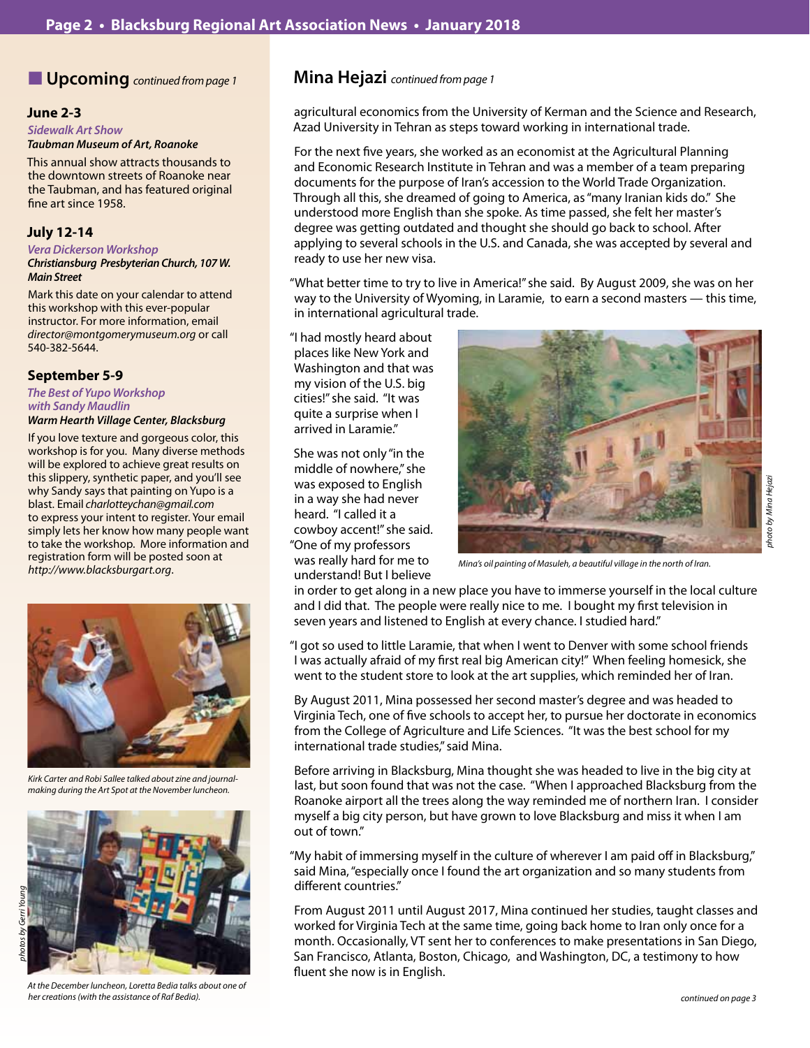## Upcoming *continued from page 1*

### June 2-3

*Sidewalk Art Show*
***Taubman Museum of Art, Roanoke***

This annual show attracts thousands to the downtown streets of Roanoke near the Taubman, and has featured original fine art since 1958.

### July 12-14

*Vera Dickerson Workshop*
***Christiansburg Presbyterian Church, 107 W. Main Street***

Mark this date on your calendar to attend this workshop with this ever-popular instructor. For more information, email *director@montgomerymuseum.org* or call 540-382-5644.

### September 5-9

*The Best of Yupo Workshop with Sandy Maudlin*
***Warm Hearth Village Center, Blacksburg***

If you love texture and gorgeous color, this workshop is for you. Many diverse methods will be explored to achieve great results on this slippery, synthetic paper, and you'll see why Sandy says that painting on Yupo is a blast. Email *charlotteychan@gmail.com* to express your intent to register. Your email simply lets her know how many people want to take the workshop. More information and registration form will be posted soon at *http://www.blacksburgart.org*.

*Kirk Carter and Robi Sallee talked about zine and journal-making during the Art Spot at the November luncheon.*

*At the December luncheon, Loretta Bedia talks about one of her creations (with the assistance of Raf Bedia).*

*photos by Gerri Young*

## Mina Hejazi *continued from page 1*

agricultural economics from the University of Kerman and the Science and Research, Azad University in Tehran as steps toward working in international trade.

For the next five years, she worked as an economist at the Agricultural Planning and Economic Research Institute in Tehran and was a member of a team preparing documents for the purpose of Iran's accession to the World Trade Organization. Through all this, she dreamed of going to America, as "many Iranian kids do." She understood more English than she spoke. As time passed, she felt her master's degree was getting outdated and thought she should go back to school. After applying to several schools in the U.S. and Canada, she was accepted by several and ready to use her new visa.

"What better time to try to live in America!" she said. By August 2009, she was on her way to the University of Wyoming, in Laramie, to earn a second masters — this time, in international agricultural trade.

"I had mostly heard about places like New York and Washington and that was my vision of the U.S. big cities!" she said. "It was quite a surprise when I arrived in Laramie."

She was not only "in the middle of nowhere," she was exposed to English in a way she had never heard. "I called it a cowboy accent!" she said. "One of my professors was really hard for me to understand! But I believe in order to get along in a new place you have to immerse yourself in the local culture and I did that. The people were really nice to me. I bought my first television in seven years and listened to English at every chance. I studied hard."

*Mina's oil painting of Masuleh, a beautiful village in the north of Iran.*

*photo by Mina Hejazi*

"I got so used to little Laramie, that when I went to Denver with some school friends I was actually afraid of my first real big American city!" When feeling homesick, she went to the student store to look at the art supplies, which reminded her of Iran.

By August 2011, Mina possessed her second master's degree and was headed to Virginia Tech, one of five schools to accept her, to pursue her doctorate in economics from the College of Agriculture and Life Sciences. "It was the best school for my international trade studies," said Mina.

Before arriving in Blacksburg, Mina thought she was headed to live in the big city at last, but soon found that was not the case. "When I approached Blacksburg from the Roanoke airport all the trees along the way reminded me of northern Iran. I consider myself a big city person, but have grown to love Blacksburg and miss it when I am out of town."

"My habit of immersing myself in the culture of wherever I am paid off in Blacksburg," said Mina, "especially once I found the art organization and so many students from different countries."

From August 2011 until August 2017, Mina continued her studies, taught classes and worked for Virginia Tech at the same time, going back home to Iran only once for a month. Occasionally, VT sent her to conferences to make presentations in San Diego, San Francisco, Atlanta, Boston, Chicago, and Washington, DC, a testimony to how fluent she now is in English.

*continued on page 3*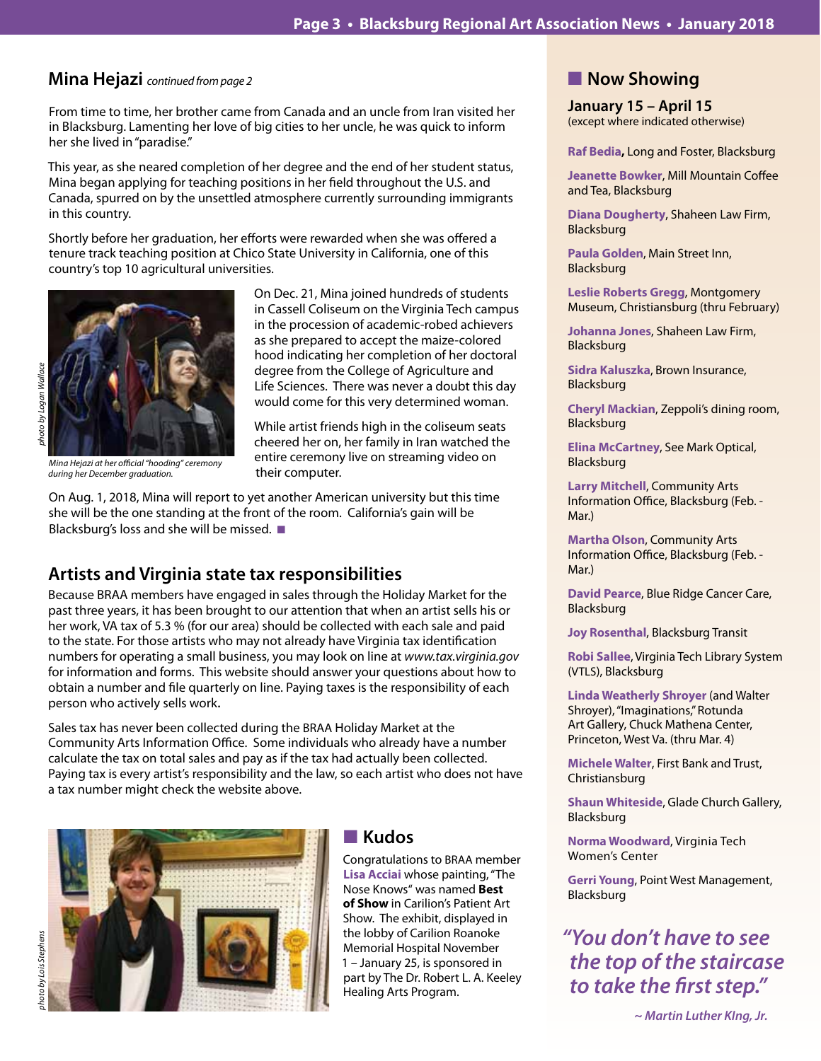## Mina Hejazi *continued from page 2*

From time to time, her brother came from Canada and an uncle from Iran visited her in Blacksburg. Lamenting her love of big cities to her uncle, he was quick to inform her she lived in "paradise."

This year, as she neared completion of her degree and the end of her student status, Mina began applying for teaching positions in her field throughout the U.S. and Canada, spurred on by the unsettled atmosphere currently surrounding immigrants in this country.

Shortly before her graduation, her efforts were rewarded when she was offered a tenure track teaching position at Chico State University in California, one of this country's top 10 agricultural universities.

*photo by Logan Wallace*

*Mina Hejazi at her official "hooding" ceremony during her December graduation.*

On Dec. 21, Mina joined hundreds of students in Cassell Coliseum on the Virginia Tech campus in the procession of academic-robed achievers as she prepared to accept the maize-colored hood indicating her completion of her doctoral degree from the College of Agriculture and Life Sciences. There was never a doubt this day would come for this very determined woman.

While artist friends high in the coliseum seats cheered her on, her family in Iran watched the entire ceremony live on streaming video on their computer.

On Aug. 1, 2018, Mina will report to yet another American university but this time she will be the one standing at the front of the room. California's gain will be Blacksburg's loss and she will be missed. ■

## Artists and Virginia state tax responsibilities

Because BRAA members have engaged in sales through the Holiday Market for the past three years, it has been brought to our attention that when an artist sells his or her work, VA tax of 5.3 % (for our area) should be collected with each sale and paid to the state. For those artists who may not already have Virginia tax identification numbers for operating a small business, you may look on line at *www.tax.virginia.gov* for information and forms. This website should answer your questions about how to obtain a number and file quarterly on line. Paying taxes is the responsibility of each person who actively sells work.

Sales tax has never been collected during the BRAA Holiday Market at the Community Arts Information Office. Some individuals who already have a number calculate the tax on total sales and pay as if the tax had actually been collected. Paying tax is every artist's responsibility and the law, so each artist who does not have a tax number might check the website above.

*photo by Lois Stephens*

## ■ Kudos

Congratulations to BRAA member **Lisa Acciai** whose painting, "The Nose Knows" was named **Best of Show** in Carilion's Patient Art Show. The exhibit, displayed in the lobby of Carilion Roanoke Memorial Hospital November 1 – January 25, is sponsored in part by The Dr. Robert L. A. Keeley Healing Arts Program.

## ■ Now Showing

### January 15 – April 15
(except where indicated otherwise)

**Raf Bedia**, Long and Foster, Blacksburg

**Jeanette Bowker**, Mill Mountain Coffee and Tea, Blacksburg

**Diana Dougherty**, Shaheen Law Firm, Blacksburg

**Paula Golden**, Main Street Inn, Blacksburg

**Leslie Roberts Gregg**, Montgomery Museum, Christiansburg (thru February)

**Johanna Jones**, Shaheen Law Firm, Blacksburg

**Sidra Kaluszka**, Brown Insurance, Blacksburg

**Cheryl Mackian**, Zeppoli's dining room, Blacksburg

**Elina McCartney**, See Mark Optical, Blacksburg

**Larry Mitchell**, Community Arts Information Office, Blacksburg (Feb. - Mar.)

**Martha Olson**, Community Arts Information Office, Blacksburg (Feb. - Mar.)

**David Pearce**, Blue Ridge Cancer Care, Blacksburg

**Joy Rosenthal**, Blacksburg Transit

**Robi Sallee**, Virginia Tech Library System (VTLS), Blacksburg

**Linda Weatherly Shroyer** (and Walter Shroyer), "Imaginations," Rotunda Art Gallery, Chuck Mathena Center, Princeton, West Va. (thru Mar. 4)

**Michele Walter**, First Bank and Trust, Christiansburg

**Shaun Whiteside**, Glade Church Gallery, Blacksburg

**Norma Woodward**, Virginia Tech Women's Center

**Gerri Young**, Point West Management, Blacksburg

***"You don't have to see the top of the staircase to take the first step."***

***~ Martin Luther KIng, Jr.***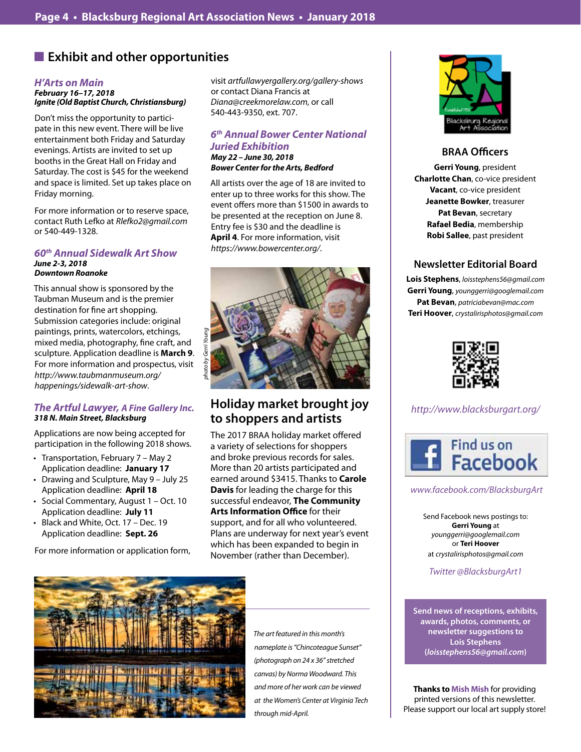## Exhibit and other opportunities

### *H'Arts on Main*

***February 16–17, 2018***
***Ignite (Old Baptist Church, Christiansburg)***

Don't miss the opportunity to participate in this new event. There will be live entertainment both Friday and Saturday evenings. Artists are invited to set up booths in the Great Hall on Friday and Saturday. The cost is $45 for the weekend and space is limited. Set up takes place on Friday morning.

For more information or to reserve space, contact Ruth Lefko at *Rlefko2@gmail.com* or 540-449-1328.

### *60th Annual Sidewalk Art Show*

***June 2-3, 2018***
***Downtown Roanoke***

This annual show is sponsored by the Taubman Museum and is the premier destination for fine art shopping. Submission categories include: original paintings, prints, watercolors, etchings, mixed media, photography, fine craft, and sculpture. Application deadline is **March 9**. For more information and prospectus, visit *http://www.taubmanmuseum.org/happenings/sidewalk-art-show*.

### *The Artful Lawyer, A Fine Gallery Inc.*

***318 N. Main Street, Blacksburg***

Applications are now being accepted for participation in the following 2018 shows.

- Transportation, February 7 – May 2
  Application deadline: **January 17**
- Drawing and Sculpture, May 9 – July 25
  Application deadline: **April 18**
- Social Commentary, August 1 – Oct. 10
  Application deadline: **July 11**
- Black and White, Oct. 17 – Dec. 19
  Application deadline: **Sept. 26**

For more information or application form, visit *artfullawyergallery.org/gallery-shows* or contact Diana Francis at *Diana@creekmorelaw.com*, or call 540-443-9350, ext. 707.

### *6th Annual Bower Center National Juried Exhibition*

***May 22 – June 30, 2018***
***Bower Center for the Arts, Bedford***

All artists over the age of 18 are invited to enter up to three works for this show. The event offers more than $1500 in awards to be presented at the reception on June 8. Entry fee is $30 and the deadline is **April 4**. For more information, visit *https://www.bowercenter.org/*.

*photo by Gerri Young*

## Holiday market brought joy to shoppers and artists

The 2017 BRAA holiday market offered a variety of selections for shoppers and broke previous records for sales. More than 20 artists participated and earned around $3415. Thanks to **Carole Davis** for leading the charge for this successful endeavor, **The Community Arts Information Office** for their support, and for all who volunteered. Plans are underway for next year's event which has been expanded to begin in November (rather than December).

*The art featured in this month's nameplate is "Chincoteague Sunset" (photograph on 24 x 36" stretched canvas) by Norma Woodward. This and more of her work can be viewed at the Women's Center at Virginia Tech through mid-April.*

Blacksburg Regional Art Association

### BRAA Officers

**Gerri Young**, president
**Charlotte Chan**, co-vice president
**Vacant**, co-vice president
**Jeanette Bowker**, treasurer
**Pat Bevan**, secretary
**Rafael Bedia**, membership
**Robi Sallee**, past president

### Newsletter Editorial Board

**Lois Stephens**, *loisstephens56@gmail.com*
**Gerri Young**, *younggerri@googlemail.com*
**Pat Bevan**, *patriciabevan@mac.com*
**Teri Hoover**, *crystalirisphotos@gmail.com*

*http://www.blacksburgart.org/*

Find us on Facebook

*www.facebook.com/BlacksburgArt*

Send Facebook news postings to:
**Gerri Young** at
*younggerri@googlemail.com*
or **Teri Hoover**
at *crystalirisphotos@gmail.com*

*Twitter @BlacksburgArt1*

**Send news of receptions, exhibits, awards, photos, comments, or newsletter suggestions to Lois Stephens (*loisstephens56@gmail.com*)**

**Thanks to** Mish Mish for providing printed versions of this newsletter. Please support our local art supply store!